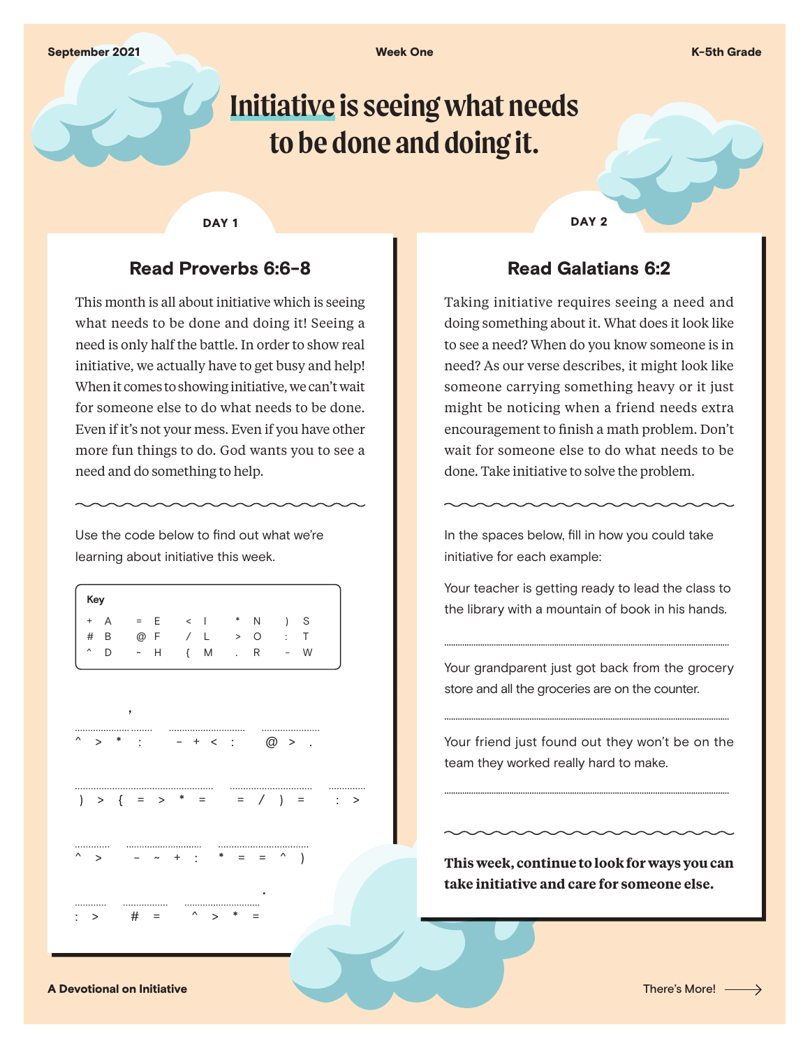September 2021 | Week One | K-5th Grade

# Initiative is seeing what needs to be done and doing it.

## DAY 1

### Read Proverbs 6:6-8

This month is all about initiative which is seeing what needs to be done and doing it! Seeing a need is only half the battle. In order to show real initiative, we actually have to get busy and help! When it comes to showing initiative, we can't wait for someone else to do what needs to be done. Even if it's not your mess. Even if you have other more fun things to do. God wants you to see a need and do something to help.

Use the code below to find out what we're learning about initiative this week.

**Key**

| | | | | | | | | | | | |
|---|---|---|---|---|---|---|---|---|---|---|---|
| + | A | = | E | < | I | * | N | ) | S | | |
| # | B | @ | F | / | L | > | O | : | T | | |
| ^ | D | ~ | H | { | M | . | R | - | W | | |

_ _ _ _ , &nbsp; _ _ _ _ &nbsp; _ _ _
^ > * : &nbsp; - + < : &nbsp; @ > .

_ _ _ _ _ _ _ &nbsp; _ _ _ _ &nbsp; _ _
) > { = > * = &nbsp; = / ) = &nbsp; : >

_ _ &nbsp; _ _ _ _ &nbsp; _ _ _ _ _
^ > &nbsp; - ~ + : &nbsp; * = = ^ )

_ _ &nbsp; _ _ &nbsp; _ _ _ _ .
: > &nbsp; # = &nbsp; ^ > * =

## DAY 2

### Read Galatians 6:2

Taking initiative requires seeing a need and doing something about it. What does it look like to see a need? When do you know someone is in need? As our verse describes, it might look like someone carrying something heavy or it just might be noticing when a friend needs extra encouragement to finish a math problem. Don't wait for someone else to do what needs to be done. Take initiative to solve the problem.

In the spaces below, fill in how you could take initiative for each example:

Your teacher is getting ready to lead the class to the library with a mountain of book in his hands.

.............................................................................................

Your grandparent just got back from the grocery store and all the groceries are on the counter.

.............................................................................................

Your friend just found out they won't be on the team they worked really hard to make.

.............................................................................................

**This week, continue to look for ways you can take initiative and care for someone else.**

A Devotional on Initiative

There's More! →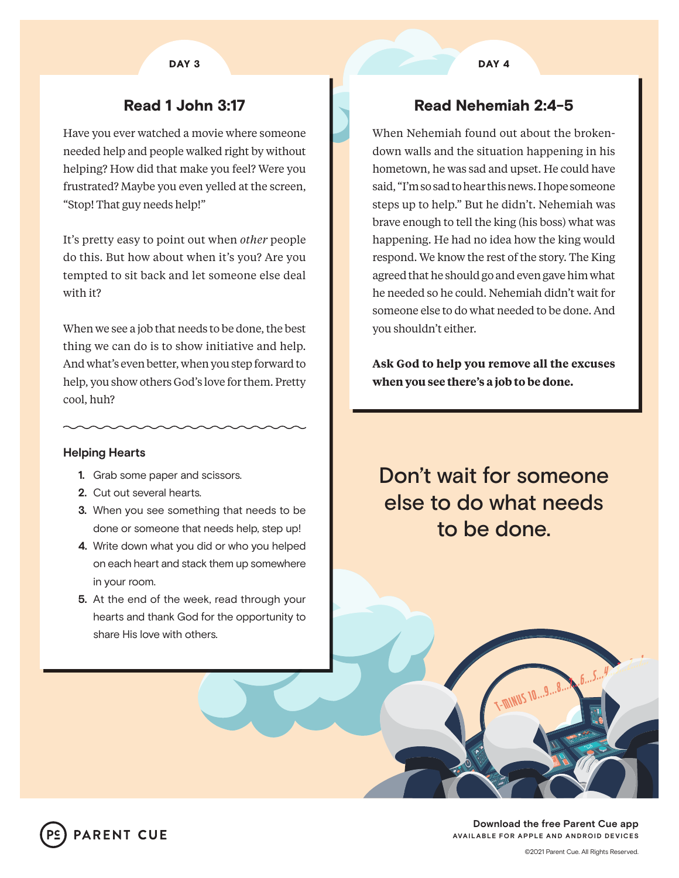DAY 3

## Read 1 John 3:17

Have you ever watched a movie where someone needed help and people walked right by without helping? How did that make you feel? Were you frustrated? Maybe you even yelled at the screen, "Stop! That guy needs help!"

It's pretty easy to point out when *other* people do this. But how about when it's you? Are you tempted to sit back and let someone else deal with it?

When we see a job that needs to be done, the best thing we can do is to show initiative and help. And what's even better, when you step forward to help, you show others God's love for them. Pretty cool, huh?

### Helping Hearts

1. Grab some paper and scissors.
2. Cut out several hearts.
3. When you see something that needs to be done or someone that needs help, step up!
4. Write down what you did or who you helped on each heart and stack them up somewhere in your room.
5. At the end of the week, read through your hearts and thank God for the opportunity to share His love with others.

DAY 4

## Read Nehemiah 2:4-5

When Nehemiah found out about the broken-down walls and the situation happening in his hometown, he was sad and upset. He could have said, "I'm so sad to hear this news. I hope someone steps up to help." But he didn't. Nehemiah was brave enough to tell the king (his boss) what was happening. He had no idea how the king would respond. We know the rest of the story. The King agreed that he should go and even gave him what he needed so he could. Nehemiah didn't wait for someone else to do what needed to be done. And you shouldn't either.

**Ask God to help you remove all the excuses when you see there's a job to be done.**

Don't wait for someone else to do what needs to be done.

T-MINUS 10...9...8...7...6...5...4

PARENT CUE

Download the free Parent Cue app
AVAILABLE FOR APPLE AND ANDROID DEVICES

©2021 Parent Cue. All Rights Reserved.